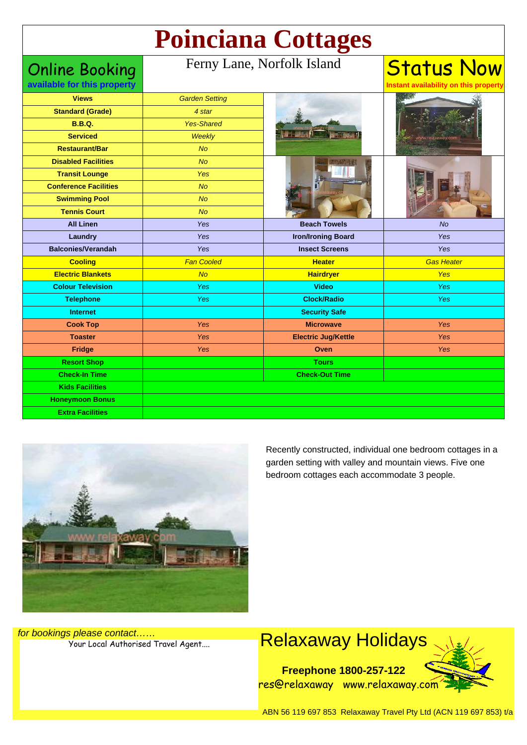# Poinciana Cottages

**Online Booking**
**available for this property**

Ferny Lane, Norfolk Island

**Status Now**
**Instant availability on this property**

| | | | |
|---|---|---|---|
| **Views** | *Garden Setting* | | |
| **Standard (Grade)** | *4 star* | | |
| **B.B.Q.** | *Yes-Shared* | | |
| **Serviced** | *Weekly* | | |
| **Restaurant/Bar** | *No* | | |
| **Disabled Facilities** | *No* | | |
| **Transit Lounge** | *Yes* | | |
| **Conference Facilities** | *No* | | |
| **Swimming Pool** | *No* | | |
| **Tennis Court** | *No* | | |
| **All Linen** | *Yes* | **Beach Towels** | *No* |
| **Laundry** | *Yes* | **Iron/Ironing Board** | *Yes* |
| **Balconies/Verandah** | *Yes* | **Insect Screens** | *Yes* |
| **Cooling** | *Fan Cooled* | **Heater** | *Gas Heater* |
| **Electric Blankets** | *No* | **Hairdryer** | *Yes* |
| **Colour Television** | *Yes* | **Video** | *Yes* |
| **Telephone** | *Yes* | **Clock/Radio** | *Yes* |
| **Internet** | | **Security Safe** | |
| **Cook Top** | *Yes* | **Microwave** | *Yes* |
| **Toaster** | *Yes* | **Electric Jug/Kettle** | *Yes* |
| **Fridge** | *Yes* | **Oven** | *Yes* |
| **Resort Shop** | | **Tours** | |
| **Check-In Time** | | **Check-Out Time** | |
| **Kids Facilities** | | | |
| **Honeymoon Bonus** | | | |
| **Extra Facilities** | | | |

Recently constructed, individual one bedroom cottages in a garden setting with valley and mountain views. Five one bedroom cottages each accommodate 3 people.

*for bookings please contact……*
Your Local Authorised Travel Agent....

## Relaxaway Holidays

**Freephone 1800-257-122**
res@relaxaway www.relaxaway.com

ABN 56 119 697 853 Relaxaway Travel Pty Ltd (ACN 119 697 853) t/a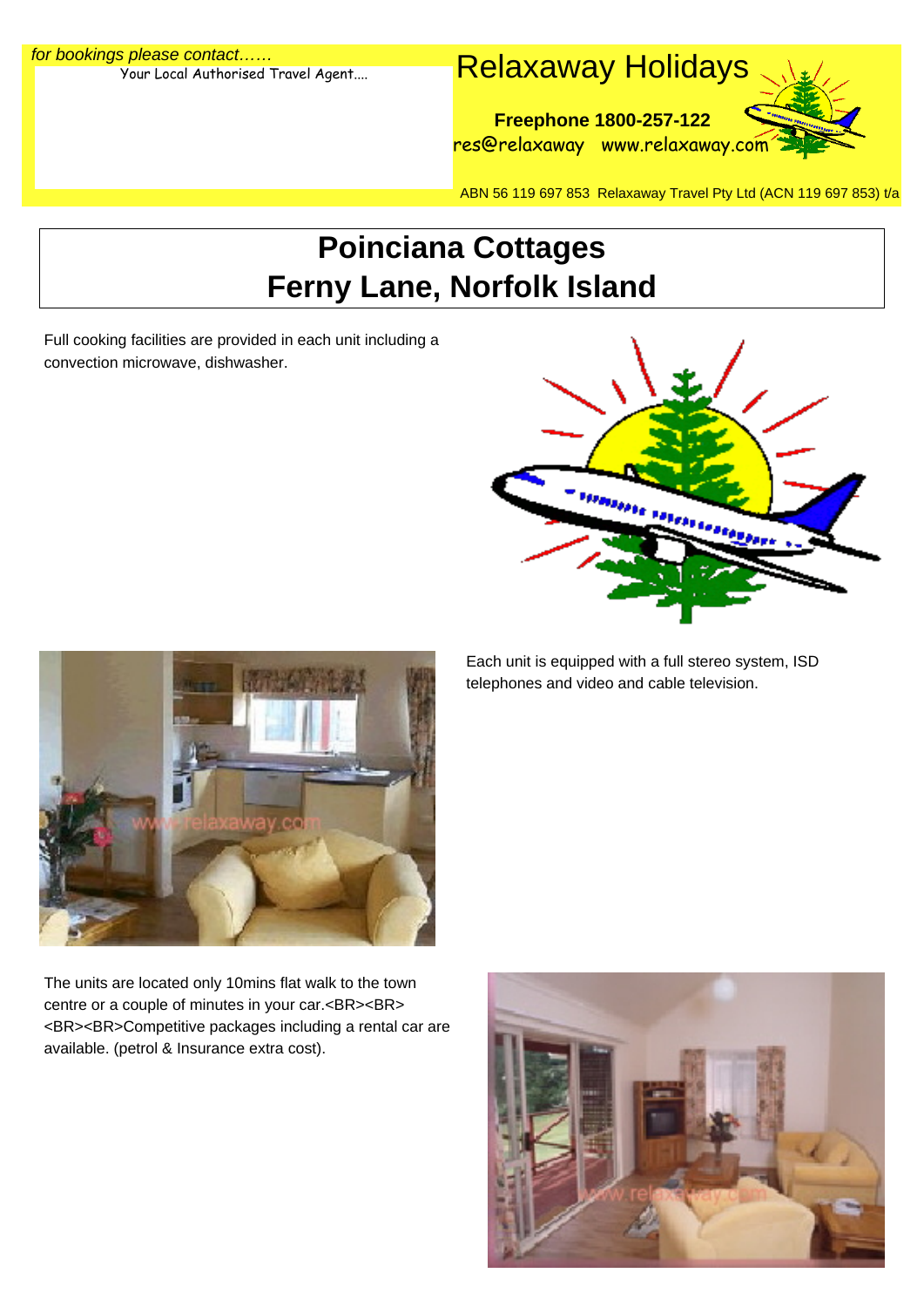*for bookings please contact……*

Your Local Authorised Travel Agent....

Relaxaway Holidays

**Freephone 1800-257-122**

res@relaxaway www.relaxaway.com

ABN 56 119 697 853 Relaxaway Travel Pty Ltd (ACN 119 697 853) t/a

# Poinciana Cottages
# Ferny Lane, Norfolk Island

Full cooking facilities are provided in each unit including a convection microwave, dishwasher.

Each unit is equipped with a full stereo system, ISD telephones and video and cable television.

The units are located only 10mins flat walk to the town centre or a couple of minutes in your car.<BR><BR><BR><BR>Competitive packages including a rental car are available. (petrol & Insurance extra cost).